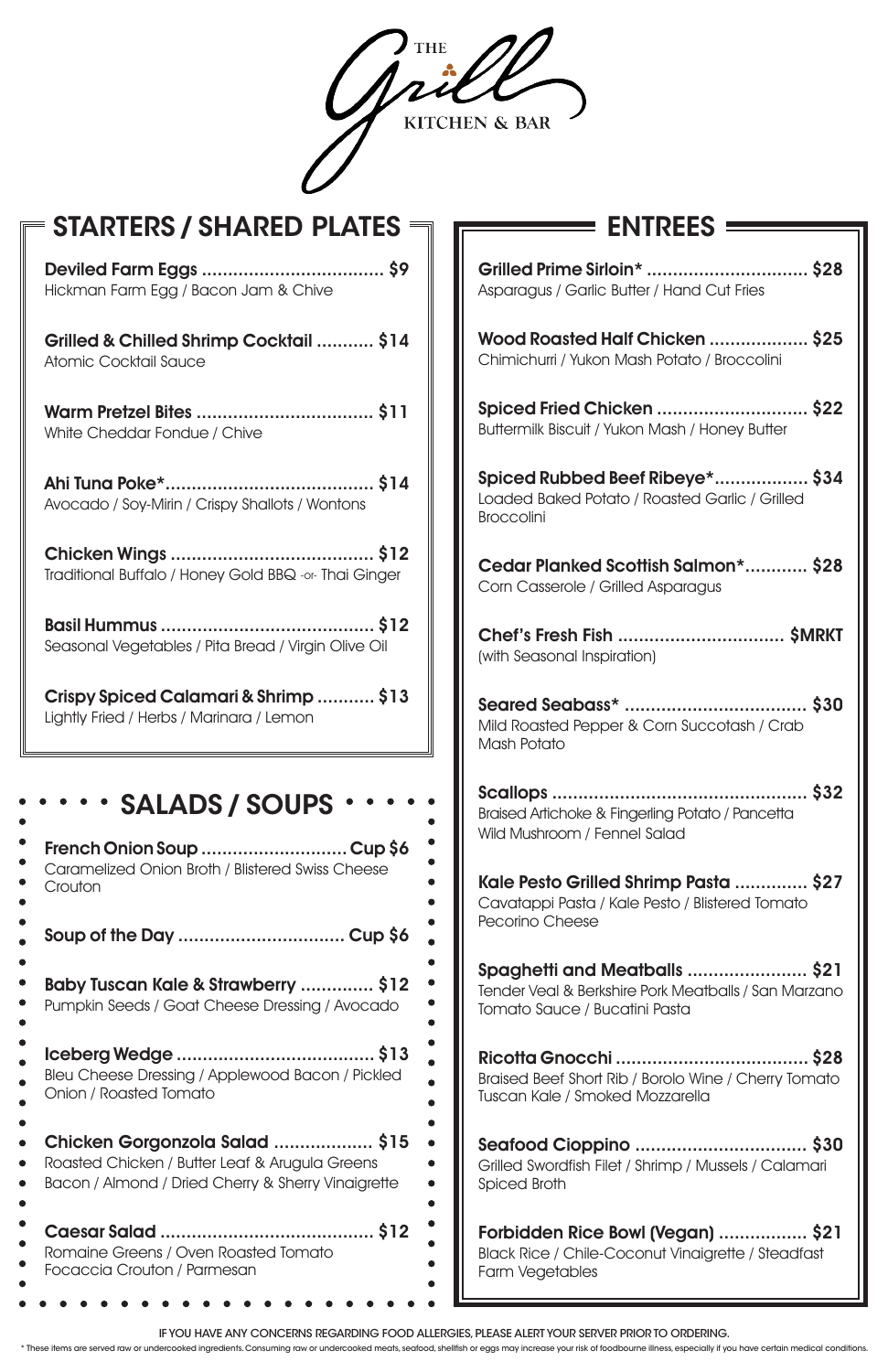# THE Grill KITCHEN & BAR

## STARTERS / SHARED PLATES

**Deviled Farm Eggs** .................................. $9
Hickman Farm Egg / Bacon Jam & Chive

**Grilled & Chilled Shrimp Cocktail** ........... $14
Atomic Cocktail Sauce

**Warm Pretzel Bites** ................................. $11
White Cheddar Fondue / Chive

**Ahi Tuna Poke*** ....................................... $14
Avocado / Soy-Mirin / Crispy Shallots / Wontons

**Chicken Wings** ....................................... $12
Traditional Buffalo / Honey Gold BBQ -or- Thai Ginger

**Basil Hummus** ......................................... $12
Seasonal Vegetables / Pita Bread / Virgin Olive Oil

**Crispy Spiced Calamari & Shrimp** ........... $13
Lightly Fried / Herbs / Marinara / Lemon

## SALADS / SOUPS

**French Onion Soup** ............................ Cup $6
Caramelized Onion Broth / Blistered Swiss Cheese Crouton

**Soup of the Day** ................................ Cup $6

**Baby Tuscan Kale & Strawberry** .............. $12
Pumpkin Seeds / Goat Cheese Dressing / Avocado

**Iceberg Wedge** ...................................... $13
Bleu Cheese Dressing / Applewood Bacon / Pickled Onion / Roasted Tomato

**Chicken Gorgonzola Salad** ................... $15
Roasted Chicken / Butter Leaf & Arugula Greens
Bacon / Almond / Dried Cherry & Sherry Vinaigrette

**Caesar Salad** ......................................... $12
Romaine Greens / Oven Roasted Tomato
Focaccia Crouton / Parmesan

## ENTREES

**Grilled Prime Sirloin*** ............................... $28
Asparagus / Garlic Butter / Hand Cut Fries

**Wood Roasted Half Chicken** ................... $25
Chimichurri / Yukon Mash Potato / Broccolini

**Spiced Fried Chicken** ............................ $22
Buttermilk Biscuit / Yukon Mash / Honey Butter

**Spiced Rubbed Beef Ribeye*** .................. $34
Loaded Baked Potato / Roasted Garlic / Grilled Broccolini

**Cedar Planked Scottish Salmon*** ............ $28
Corn Casserole / Grilled Asparagus

**Chef's Fresh Fish** ............................... $MRKT
(with Seasonal Inspiration)

**Seared Seabass*** .................................. $30
Mild Roasted Pepper & Corn Succotash / Crab Mash Potato

**Scallops** ................................................ $32
Braised Artichoke & Fingerling Potato / Pancetta
Wild Mushroom / Fennel Salad

**Kale Pesto Grilled Shrimp Pasta** .............. $27
Cavatappi Pasta / Kale Pesto / Blistered Tomato
Pecorino Cheese

**Spaghetti and Meatballs** ....................... $21
Tender Veal & Berkshire Pork Meatballs / San Marzano Tomato Sauce / Bucatini Pasta

**Ricotta Gnocchi** .................................... $28
Braised Beef Short Rib / Borolo Wine / Cherry Tomato
Tuscan Kale / Smoked Mozzarella

**Seafood Cioppino** ................................. $30
Grilled Swordfish Filet / Shrimp / Mussels / Calamari
Spiced Broth

**Forbidden Rice Bowl (Vegan)** ................. $21
Black Rice / Chile-Coconut Vinaigrette / Steadfast Farm Vegetables

IF YOU HAVE ANY CONCERNS REGARDING FOOD ALLERGIES, PLEASE ALERT YOUR SERVER PRIOR TO ORDERING.

\* These items are served raw or undercooked ingredients. Consuming raw or undercooked meats, seafood, shellfish or eggs may increase your risk of foodbourne illness, especially if you have certain medical conditions.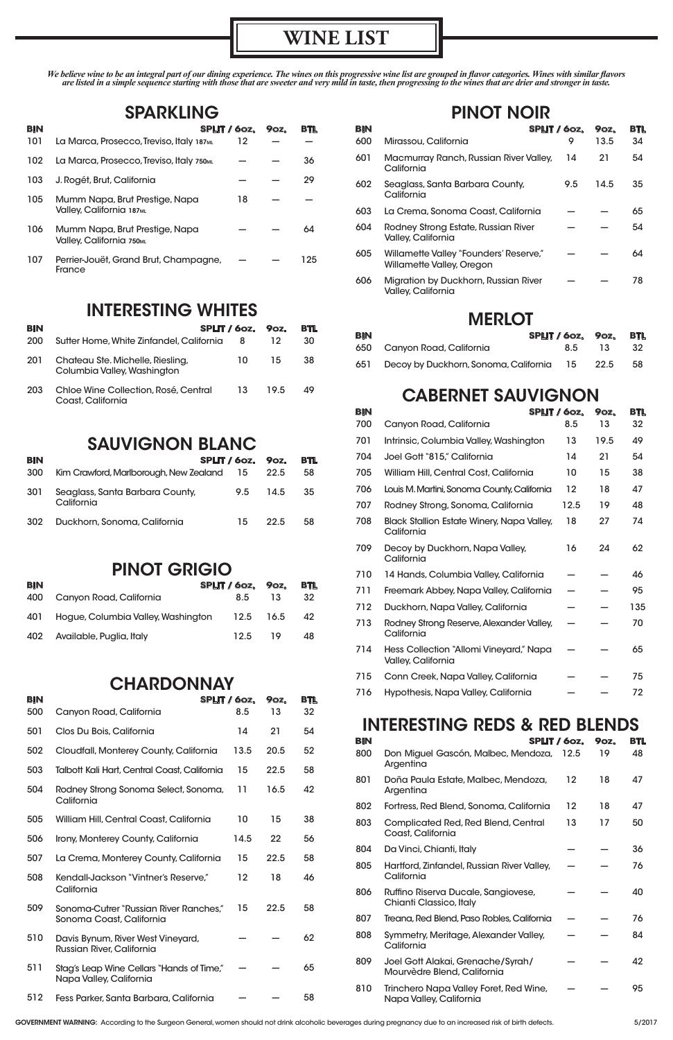# WINE LIST

*We believe wine to be an integral part of our dining experience. The wines on this progressive wine list are grouped in flavor categories. Wines with similar flavors are listed in a simple sequence starting with those that are sweeter and very mild in taste, then progressing to the wines that are drier and stronger in taste.*

## SPARKLING

| BIN | | SPLIT / 6oz. | 9oz. | BTL |
|---|---|---|---|---|
| 101 | La Marca, Prosecco, Treviso, Italy 187ML | 12 | — | — |
| 102 | La Marca, Prosecco, Treviso, Italy 750ML | — | — | 36 |
| 103 | J. Rogét, Brut, California | — | — | 29 |
| 105 | Mumm Napa, Brut Prestige, Napa Valley, California 187ML | 18 | — | — |
| 106 | Mumm Napa, Brut Prestige, Napa Valley, California 750ML | — | — | 64 |
| 107 | Perrier-Jouët, Grand Brut, Champagne, France | — | — | 125 |

## INTERESTING WHITES

| BIN | | SPLIT / 6oz. | 9oz. | BTL |
|---|---|---|---|---|
| 200 | Sutter Home, White Zinfandel, California | 8 | 12 | 30 |
| 201 | Chateau Ste. Michelle, Riesling, Columbia Valley, Washington | 10 | 15 | 38 |
| 203 | Chloe Wine Collection, Rosé, Central Coast, California | 13 | 19.5 | 49 |

## SAUVIGNON BLANC

| BIN | | SPLIT / 6oz. | 9oz. | BTL |
|---|---|---|---|---|
| 300 | Kim Crawford, Marlborough, New Zealand | 15 | 22.5 | 58 |
| 301 | Seaglass, Santa Barbara County, California | 9.5 | 14.5 | 35 |
| 302 | Duckhorn, Sonoma, California | 15 | 22.5 | 58 |

## PINOT GRIGIO

| BIN | | SPLIT / 6oz. | 9oz. | BTL |
|---|---|---|---|---|
| 400 | Canyon Road, California | 8.5 | 13 | 32 |
| 401 | Hogue, Columbia Valley, Washington | 12.5 | 16.5 | 42 |
| 402 | Available, Puglia, Italy | 12.5 | 19 | 48 |

## CHARDONNAY

| BIN | | SPLIT / 6oz. | 9oz. | BTL |
|---|---|---|---|---|
| 500 | Canyon Road, California | 8.5 | 13 | 32 |
| 501 | Clos Du Bois, California | 14 | 21 | 54 |
| 502 | Cloudfall, Monterey County, California | 13.5 | 20.5 | 52 |
| 503 | Talbott Kali Hart, Central Coast, California | 15 | 22.5 | 58 |
| 504 | Rodney Strong Sonoma Select, Sonoma, California | 11 | 16.5 | 42 |
| 505 | William Hill, Central Coast, California | 10 | 15 | 38 |
| 506 | Irony, Monterey County, California | 14.5 | 22 | 56 |
| 507 | La Crema, Monterey County, California | 15 | 22.5 | 58 |
| 508 | Kendall-Jackson "Vintner's Reserve," California | 12 | 18 | 46 |
| 509 | Sonoma-Cutrer "Russian River Ranches," Sonoma Coast, California | 15 | 22.5 | 58 |
| 510 | Davis Bynum, River West Vineyard, Russian River, California | — | — | 62 |
| 511 | Stag's Leap Wine Cellars "Hands of Time," Napa Valley, California | — | — | 65 |
| 512 | Fess Parker, Santa Barbara, California | — | — | 58 |

## PINOT NOIR

| BIN | | SPLIT / 6oz. | 9oz. | BTL |
|---|---|---|---|---|
| 600 | Mirassou, California | 9 | 13.5 | 34 |
| 601 | Macmurray Ranch, Russian River Valley, California | 14 | 21 | 54 |
| 602 | Seaglass, Santa Barbara County, California | 9.5 | 14.5 | 35 |
| 603 | La Crema, Sonoma Coast, California | — | — | 65 |
| 604 | Rodney Strong Estate, Russian River Valley, California | — | — | 54 |
| 605 | Willamette Valley "Founders' Reserve," Willamette Valley, Oregon | — | — | 64 |
| 606 | Migration by Duckhorn, Russian River Valley, California | — | — | 78 |

## MERLOT

| BIN | | SPLIT / 6oz. | 9oz. | BTL |
|---|---|---|---|---|
| 650 | Canyon Road, California | 8.5 | 13 | 32 |
| 651 | Decoy by Duckhorn, Sonoma, California | 15 | 22.5 | 58 |

## CABERNET SAUVIGNON

| BIN | | SPLIT / 6oz. | 9oz. | BTL |
|---|---|---|---|---|
| 700 | Canyon Road, California | 8.5 | 13 | 32 |
| 701 | Intrinsic, Columbia Valley, Washington | 13 | 19.5 | 49 |
| 704 | Joel Gott "815," California | 14 | 21 | 54 |
| 705 | William Hill, Central Cost, California | 10 | 15 | 38 |
| 706 | Louis M. Martini, Sonoma County, California | 12 | 18 | 47 |
| 707 | Rodney Strong, Sonoma, California | 12.5 | 19 | 48 |
| 708 | Black Stallion Estate Winery, Napa Valley, California | 18 | 27 | 74 |
| 709 | Decoy by Duckhorn, Napa Valley, California | 16 | 24 | 62 |
| 710 | 14 Hands, Columbia Valley, California | — | — | 46 |
| 711 | Freemark Abbey, Napa Valley, California | — | — | 95 |
| 712 | Duckhorn, Napa Valley, California | — | — | 135 |
| 713 | Rodney Strong Reserve, Alexander Valley, California | — | — | 70 |
| 714 | Hess Collection "Allomi Vineyard," Napa Valley, California | — | — | 65 |
| 715 | Conn Creek, Napa Valley, California | — | — | 75 |
| 716 | Hypothesis, Napa Valley, California | — | — | 72 |

## INTERESTING REDS & RED BLENDS

| BIN | | SPLIT / 6oz. | 9oz. | BTL |
|---|---|---|---|---|
| 800 | Don Miguel Gascón, Malbec, Mendoza, Argentina | 12.5 | 19 | 48 |
| 801 | Doña Paula Estate, Malbec, Mendoza, Argentina | 12 | 18 | 47 |
| 802 | Fortress, Red Blend, Sonoma, California | 12 | 18 | 47 |
| 803 | Complicated Red, Red Blend, Central Coast, California | 13 | 17 | 50 |
| 804 | Da Vinci, Chianti, Italy | — | — | 36 |
| 805 | Hartford, Zinfandel, Russian River Valley, California | — | — | 76 |
| 806 | Ruffino Riserva Ducale, Sangiovese, Chianti Classico, Italy | — | — | 40 |
| 807 | Treana, Red Blend, Paso Robles, California | — | — | 76 |
| 808 | Symmetry, Meritage, Alexander Valley, California | — | — | 84 |
| 809 | Joel Gott Alakai, Grenache/Syrah/Mourvèdre Blend, California | — | — | 42 |
| 810 | Trinchero Napa Valley Foret, Red Wine, Napa Valley, California | — | — | 95 |

**GOVERNMENT WARNING:** According to the Surgeon General, women should not drink alcoholic beverages during pregnancy due to an increased risk of birth defects.

5/2017